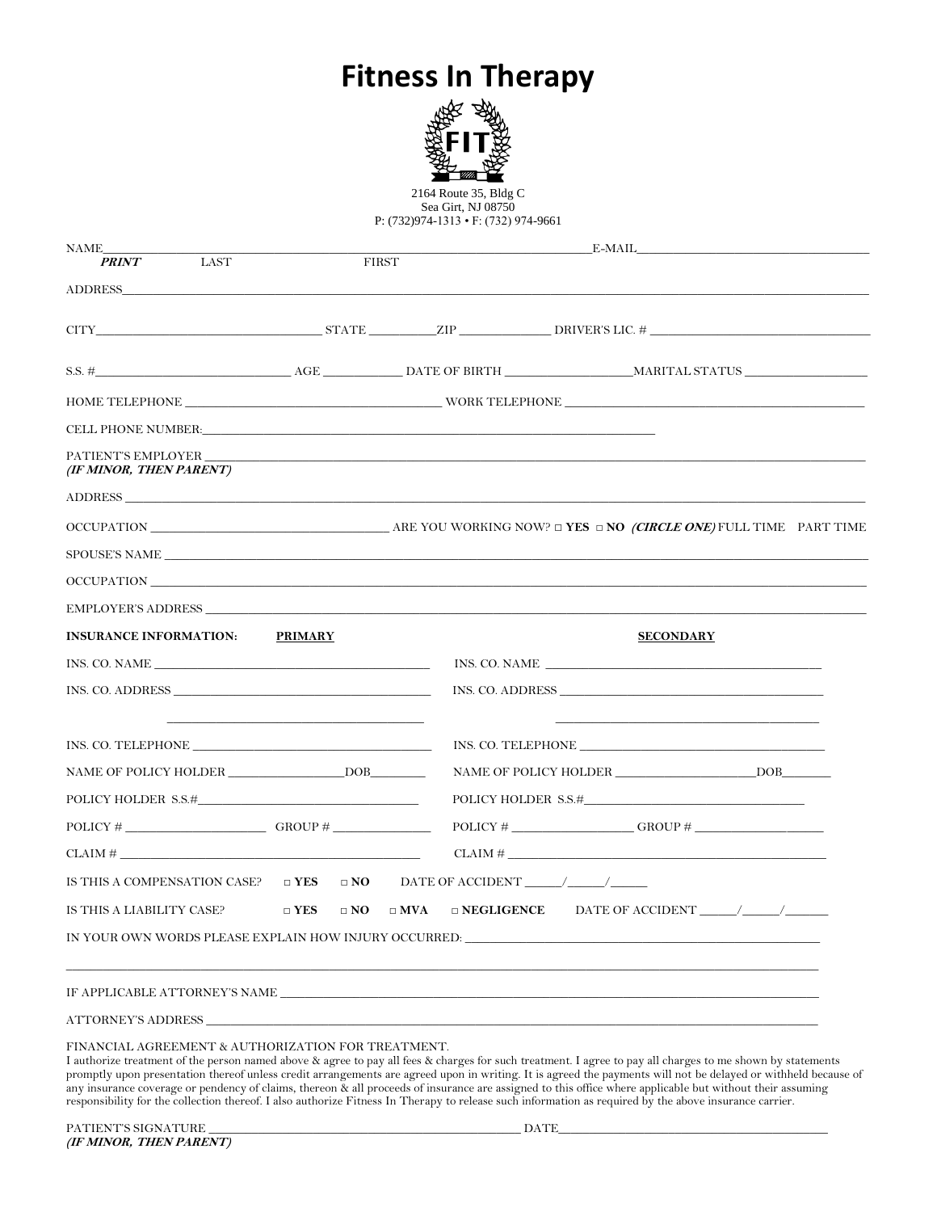# Fitness In Therapy

FIT

2164 Route 35, Bldg C
Sea Girt, NJ 08750
P: (732)974-1313 • F: (732) 974-9661

NAME__________________________________________ E-MAIL__________________________
***PRINT*** LAST FIRST

ADDRESS__________________________________________________________________

CITY______________________ STATE __________ ZIP ______________ DRIVER'S LIC. # ______________________

S.S. #____________________ AGE ___________ DATE OF BIRTH ________________ MARITAL STATUS ________________

HOME TELEPHONE ______________________________ WORK TELEPHONE ______________________________

CELL PHONE NUMBER:__________________________________________

PATIENT'S EMPLOYER ______________________________________________________
***(IF MINOR, THEN PARENT)***

ADDRESS __________________________________________________________________

OCCUPATION ______________________ ARE YOU WORKING NOW? □ **YES** □ **NO** ***(CIRCLE ONE)*** FULL TIME PART TIME

SPOUSE'S NAME ____________________________________________________________

OCCUPATION ______________________________________________________________

EMPLOYER'S ADDRESS _______________________________________________________

**INSURANCE INFORMATION:** **PRIMARY** **SECONDARY**

| PRIMARY | SECONDARY |
|---|---|
| INS. CO. NAME ______________________ | INS. CO. NAME ______________________ |
| INS. CO. ADDRESS ______________________ | INS. CO. ADDRESS ______________________ |
| ______________________ | ______________________ |
| INS. CO. TELEPHONE ______________________ | INS. CO. TELEPHONE ______________________ |
| NAME OF POLICY HOLDER ______________ DOB________ | NAME OF POLICY HOLDER ______________ DOB________ |
| POLICY HOLDER S.S.#______________________ | POLICY HOLDER S.S.#______________________ |
| POLICY # ______________ GROUP # ______________ | POLICY # ______________ GROUP # ______________ |
| CLAIM # ______________________ | CLAIM # ______________________ |

IS THIS A COMPENSATION CASE? □ **YES** □ **NO** DATE OF ACCIDENT _____/_____/_____

IS THIS A LIABILITY CASE? □ **YES** □ **NO** □ **MVA** □ **NEGLIGENCE** DATE OF ACCIDENT _____/_____/______

IN YOUR OWN WORDS PLEASE EXPLAIN HOW INJURY OCCURRED: ______________________________

__________________________________________________________________________

IF APPLICABLE ATTORNEY'S NAME ____________________________________________

ATTORNEY'S ADDRESS ______________________________________________________

FINANCIAL AGREEMENT & AUTHORIZATION FOR TREATMENT.
I authorize treatment of the person named above & agree to pay all fees & charges for such treatment. I agree to pay all charges to me shown by statements promptly upon presentation thereof unless credit arrangements are agreed upon in writing. It is agreed the payments will not be delayed or withheld because of any insurance coverage or pendency of claims, thereon & all proceeds of insurance are assigned to this office where applicable but without their assuming responsibility for the collection thereof. I also authorize Fitness In Therapy to release such information as required by the above insurance carrier.

PATIENT'S SIGNATURE ______________________________ DATE______________________
***(IF MINOR, THEN PARENT)***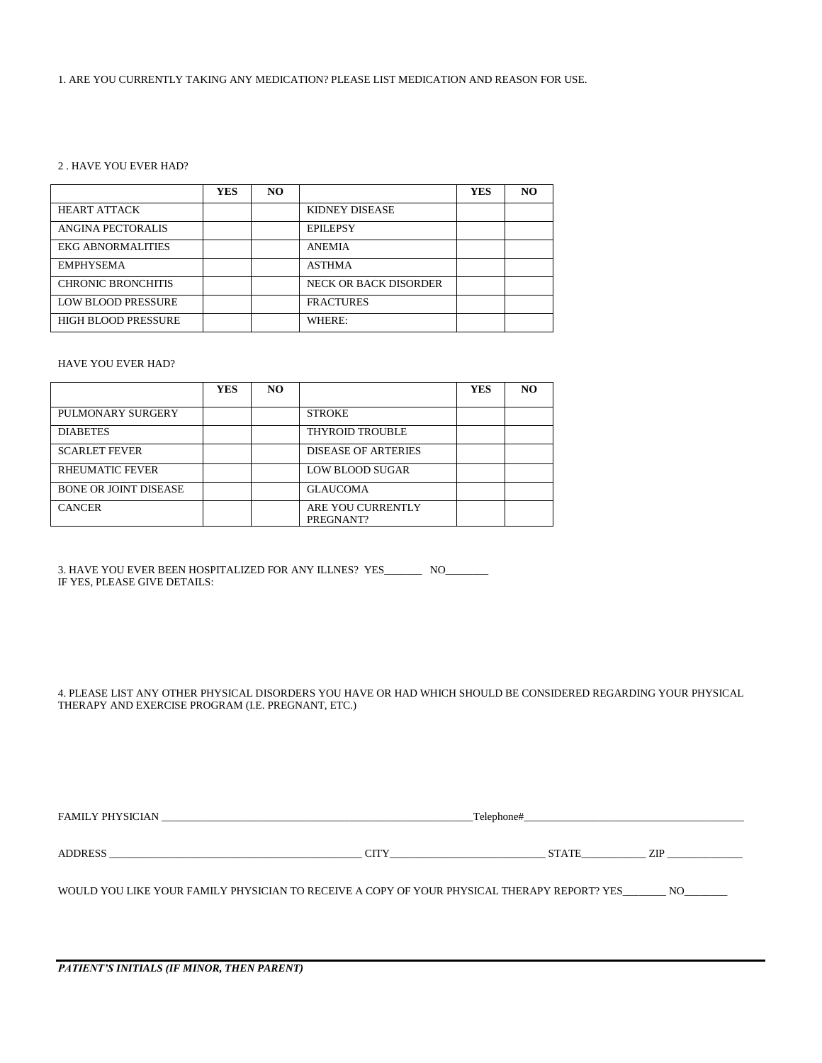1. ARE YOU CURRENTLY TAKING ANY MEDICATION? PLEASE LIST MEDICATION AND REASON FOR USE.

2 . HAVE YOU EVER HAD?

| | YES | NO | | YES | NO |
|---|---|---|---|---|---|
| HEART ATTACK | | | KIDNEY DISEASE | | |
| ANGINA PECTORALIS | | | EPILEPSY | | |
| EKG ABNORMALITIES | | | ANEMIA | | |
| EMPHYSEMA | | | ASTHMA | | |
| CHRONIC BRONCHITIS | | | NECK OR BACK DISORDER | | |
| LOW BLOOD PRESSURE | | | FRACTURES | | |
| HIGH BLOOD PRESSURE | | | WHERE: | | |

HAVE YOU EVER HAD?

| | YES | NO | | YES | NO |
|---|---|---|---|---|---|
| PULMONARY SURGERY | | | STROKE | | |
| DIABETES | | | THYROID TROUBLE | | |
| SCARLET FEVER | | | DISEASE OF ARTERIES | | |
| RHEUMATIC FEVER | | | LOW BLOOD SUGAR | | |
| BONE OR JOINT DISEASE | | | GLAUCOMA | | |
| CANCER | | | ARE YOU CURRENTLY PREGNANT? | | |

3. HAVE YOU EVER BEEN HOSPITALIZED FOR ANY ILLNES? YES_______ NO________
IF YES, PLEASE GIVE DETAILS:

4. PLEASE LIST ANY OTHER PHYSICAL DISORDERS YOU HAVE OR HAD WHICH SHOULD BE CONSIDERED REGARDING YOUR PHYSICAL THERAPY AND EXERCISE PROGRAM (I.E. PREGNANT, ETC.)

FAMILY PHYSICIAN ____________________________________________________________Telephone#__________________________________________

ADDRESS ________________________________________________ CITY_____________________________ STATE____________ ZIP ______________

WOULD YOU LIKE YOUR FAMILY PHYSICIAN TO RECEIVE A COPY OF YOUR PHYSICAL THERAPY REPORT? YES________ NO________

***PATIENT'S INITIALS (IF MINOR, THEN PARENT)***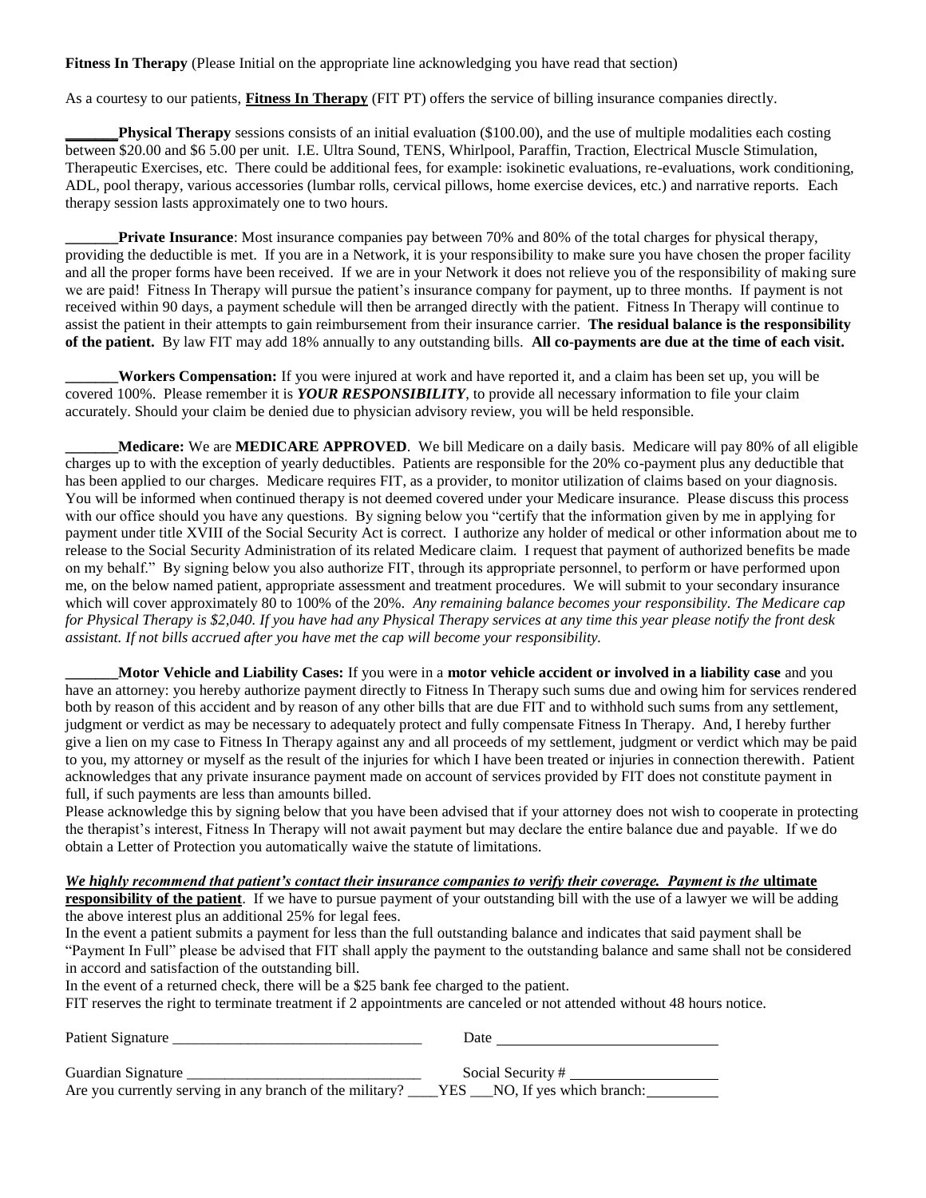**Fitness In Therapy** (Please Initial on the appropriate line acknowledging you have read that section)

As a courtesy to our patients, **Fitness In Therapy** (FIT PT) offers the service of billing insurance companies directly.

_______**Physical Therapy** sessions consists of an initial evaluation ($100.00), and the use of multiple modalities each costing between $20.00 and $6 5.00 per unit. I.E. Ultra Sound, TENS, Whirlpool, Paraffin, Traction, Electrical Muscle Stimulation, Therapeutic Exercises, etc. There could be additional fees, for example: isokinetic evaluations, re-evaluations, work conditioning, ADL, pool therapy, various accessories (lumbar rolls, cervical pillows, home exercise devices, etc.) and narrative reports. Each therapy session lasts approximately one to two hours.

_______**Private Insurance**: Most insurance companies pay between 70% and 80% of the total charges for physical therapy, providing the deductible is met. If you are in a Network, it is your responsibility to make sure you have chosen the proper facility and all the proper forms have been received. If we are in your Network it does not relieve you of the responsibility of making sure we are paid! Fitness In Therapy will pursue the patient's insurance company for payment, up to three months. If payment is not received within 90 days, a payment schedule will then be arranged directly with the patient. Fitness In Therapy will continue to assist the patient in their attempts to gain reimbursement from their insurance carrier. **The residual balance is the responsibility of the patient.** By law FIT may add 18% annually to any outstanding bills. **All co-payments are due at the time of each visit.**

_______**Workers Compensation:** If you were injured at work and have reported it, and a claim has been set up, you will be covered 100%. Please remember it is ***YOUR RESPONSIBILITY***, to provide all necessary information to file your claim accurately. Should your claim be denied due to physician advisory review, you will be held responsible.

_______**Medicare:** We are **MEDICARE APPROVED**. We bill Medicare on a daily basis. Medicare will pay 80% of all eligible charges up to with the exception of yearly deductibles. Patients are responsible for the 20% co-payment plus any deductible that has been applied to our charges. Medicare requires FIT, as a provider, to monitor utilization of claims based on your diagnosis. You will be informed when continued therapy is not deemed covered under your Medicare insurance. Please discuss this process with our office should you have any questions. By signing below you "certify that the information given by me in applying for payment under title XVIII of the Social Security Act is correct. I authorize any holder of medical or other information about me to release to the Social Security Administration of its related Medicare claim. I request that payment of authorized benefits be made on my behalf." By signing below you also authorize FIT, through its appropriate personnel, to perform or have performed upon me, on the below named patient, appropriate assessment and treatment procedures. We will submit to your secondary insurance which will cover approximately 80 to 100% of the 20%. *Any remaining balance becomes your responsibility. The Medicare cap for Physical Therapy is $2,040. If you have had any Physical Therapy services at any time this year please notify the front desk assistant. If not bills accrued after you have met the cap will become your responsibility.*

_______**Motor Vehicle and Liability Cases:** If you were in a **motor vehicle accident or involved in a liability case** and you have an attorney: you hereby authorize payment directly to Fitness In Therapy such sums due and owing him for services rendered both by reason of this accident and by reason of any other bills that are due FIT and to withhold such sums from any settlement, judgment or verdict as may be necessary to adequately protect and fully compensate Fitness In Therapy. And, I hereby further give a lien on my case to Fitness In Therapy against any and all proceeds of my settlement, judgment or verdict which may be paid to you, my attorney or myself as the result of the injuries for which I have been treated or injuries in connection therewith. Patient acknowledges that any private insurance payment made on account of services provided by FIT does not constitute payment in full, if such payments are less than amounts billed.

Please acknowledge this by signing below that you have been advised that if your attorney does not wish to cooperate in protecting the therapist's interest, Fitness In Therapy will not await payment but may declare the entire balance due and payable. If we do obtain a Letter of Protection you automatically waive the statute of limitations.

***We highly recommend that patient's contact their insurance companies to verify their coverage. Payment is the*** **ultimate responsibility of the patient**. If we have to pursue payment of your outstanding bill with the use of a lawyer we will be adding the above interest plus an additional 25% for legal fees.

In the event a patient submits a payment for less than the full outstanding balance and indicates that said payment shall be "Payment In Full" please be advised that FIT shall apply the payment to the outstanding balance and same shall not be considered in accord and satisfaction of the outstanding bill.

In the event of a returned check, there will be a $25 bank fee charged to the patient.

FIT reserves the right to terminate treatment if 2 appointments are canceled or not attended without 48 hours notice.

Patient Signature _________________________________ Date ______________________________

Guardian Signature _______________________________ Social Security # ___________________

Are you currently serving in any branch of the military? ____YES ___NO, If yes which branch: _________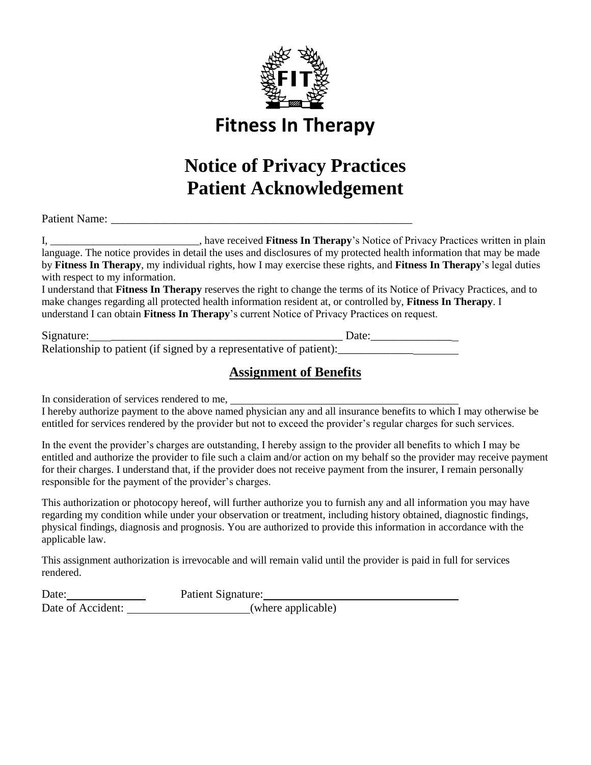FIT

# Fitness In Therapy

# Notice of Privacy Practices
# Patient Acknowledgement

Patient Name: ______________________________________________________

I, ___________________________, have received **Fitness In Therapy**'s Notice of Privacy Practices written in plain language. The notice provides in detail the uses and disclosures of my protected health information that may be made by **Fitness In Therapy**, my individual rights, how I may exercise these rights, and **Fitness In Therapy**'s legal duties with respect to my information.

I understand that **Fitness In Therapy** reserves the right to change the terms of its Notice of Privacy Practices, and to make changes regarding all protected health information resident at, or controlled by, **Fitness In Therapy**. I understand I can obtain **Fitness In Therapy**'s current Notice of Privacy Practices on request.

Signature: ____________________________________________ Date: _______________

Relationship to patient (if signed by a representative of patient): ____________________

## Assignment of Benefits

In consideration of services rendered to me, ___________________________________________

I hereby authorize payment to the above named physician any and all insurance benefits to which I may otherwise be entitled for services rendered by the provider but not to exceed the provider's regular charges for such services.

In the event the provider's charges are outstanding, I hereby assign to the provider all benefits to which I may be entitled and authorize the provider to file such a claim and/or action on my behalf so the provider may receive payment for their charges. I understand that, if the provider does not receive payment from the insurer, I remain personally responsible for the payment of the provider's charges.

This authorization or photocopy hereof, will further authorize you to furnish any and all information you may have regarding my condition while under your observation or treatment, including history obtained, diagnostic findings, physical findings, diagnosis and prognosis. You are authorized to provide this information in accordance with the applicable law.

This assignment authorization is irrevocable and will remain valid until the provider is paid in full for services rendered.

Date: ______________ Patient Signature: __________________________________

Date of Accident: _____________________ (where applicable)